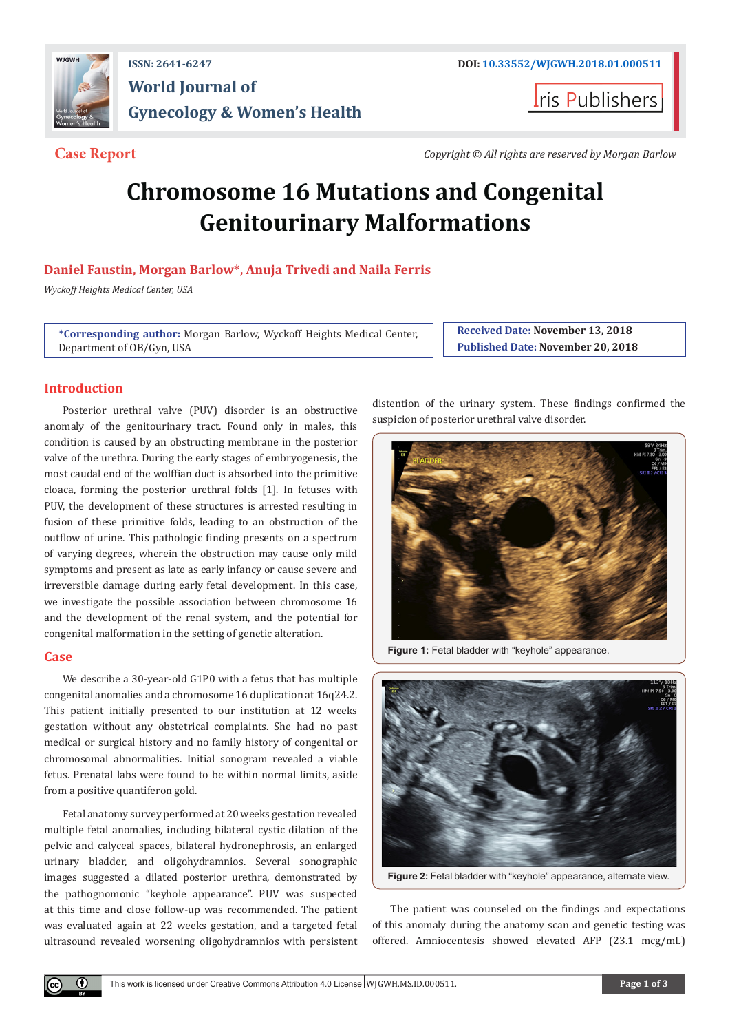Case Report

Copyright © All rights are reserved by Morgan Barlow

# Chromosome 16 Mutations and Congenital Genitourinary Malformations

**Daniel Faustin, Morgan Barlow*, Anuja Trivedi and Naila Ferris**

*Wyckoff Heights Medical Center, USA*

***Corresponding author:** Morgan Barlow, Wyckoff Heights Medical Center, Department of OB/Gyn, USA

**Received Date:** November 13, 2018

**Published Date:** November 20, 2018

## Introduction

Posterior urethral valve (PUV) disorder is an obstructive anomaly of the genitourinary tract. Found only in males, this condition is caused by an obstructing membrane in the posterior valve of the urethra. During the early stages of embryogenesis, the most caudal end of the wolffian duct is absorbed into the primitive cloaca, forming the posterior urethral folds [1]. In fetuses with PUV, the development of these structures is arrested resulting in fusion of these primitive folds, leading to an obstruction of the outflow of urine. This pathologic finding presents on a spectrum of varying degrees, wherein the obstruction may cause only mild symptoms and present as late as early infancy or cause severe and irreversible damage during early fetal development. In this case, we investigate the possible association between chromosome 16 and the development of the renal system, and the potential for congenital malformation in the setting of genetic alteration.

## Case

We describe a 30-year-old G1P0 with a fetus that has multiple congenital anomalies and a chromosome 16 duplication at 16q24.2. This patient initially presented to our institution at 12 weeks gestation without any obstetrical complaints. She had no past medical or surgical history and no family history of congenital or chromosomal abnormalities. Initial sonogram revealed a viable fetus. Prenatal labs were found to be within normal limits, aside from a positive quantiferon gold.

Fetal anatomy survey performed at 20 weeks gestation revealed multiple fetal anomalies, including bilateral cystic dilation of the pelvic and calyceal spaces, bilateral hydronephrosis, an enlarged urinary bladder, and oligohydramnios. Several sonographic images suggested a dilated posterior urethra, demonstrated by the pathognomonic "keyhole appearance". PUV was suspected at this time and close follow-up was recommended. The patient was evaluated again at 22 weeks gestation, and a targeted fetal ultrasound revealed worsening oligohydramnios with persistent distention of the urinary system. These findings confirmed the suspicion of posterior urethral valve disorder.

**Figure 1:** Fetal bladder with "keyhole" appearance.

**Figure 2:** Fetal bladder with "keyhole" appearance, alternate view.

The patient was counseled on the findings and expectations of this anomaly during the anatomy scan and genetic testing was offered. Amniocentesis showed elevated AFP (23.1 mcg/mL)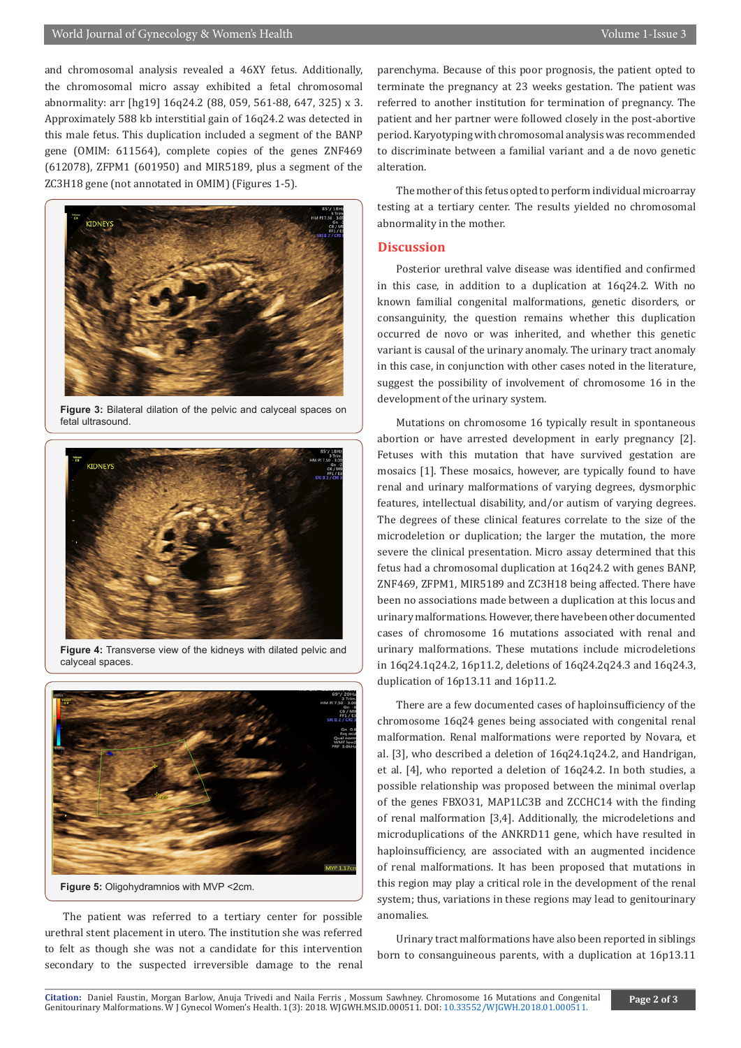and chromosomal analysis revealed a 46XY fetus. Additionally, the chromosomal micro assay exhibited a fetal chromosomal abnormality: arr [hg19] 16q24.2 (88, 059, 561-88, 647, 325) x 3. Approximately 588 kb interstitial gain of 16q24.2 was detected in this male fetus. This duplication included a segment of the BANP gene (OMIM: 611564), complete copies of the genes ZNF469 (612078), ZFPM1 (601950) and MIR5189, plus a segment of the ZC3H18 gene (not annotated in OMIM) (Figures 1-5).

**Figure 3:** Bilateral dilation of the pelvic and calyceal spaces on fetal ultrasound.

**Figure 4:** Transverse view of the kidneys with dilated pelvic and calyceal spaces.

**Figure 5:** Oligohydramnios with MVP <2cm.

The patient was referred to a tertiary center for possible urethral stent placement in utero. The institution she was referred to felt as though she was not a candidate for this intervention secondary to the suspected irreversible damage to the renal parenchyma. Because of this poor prognosis, the patient opted to terminate the pregnancy at 23 weeks gestation. The patient was referred to another institution for termination of pregnancy. The patient and her partner were followed closely in the post-abortive period. Karyotyping with chromosomal analysis was recommended to discriminate between a familial variant and a de novo genetic alteration.

The mother of this fetus opted to perform individual microarray testing at a tertiary center. The results yielded no chromosomal abnormality in the mother.

## Discussion

Posterior urethral valve disease was identified and confirmed in this case, in addition to a duplication at 16q24.2. With no known familial congenital malformations, genetic disorders, or consanguinity, the question remains whether this duplication occurred de novo or was inherited, and whether this genetic variant is causal of the urinary anomaly. The urinary tract anomaly in this case, in conjunction with other cases noted in the literature, suggest the possibility of involvement of chromosome 16 in the development of the urinary system.

Mutations on chromosome 16 typically result in spontaneous abortion or have arrested development in early pregnancy [2]. Fetuses with this mutation that have survived gestation are mosaics [1]. These mosaics, however, are typically found to have renal and urinary malformations of varying degrees, dysmorphic features, intellectual disability, and/or autism of varying degrees. The degrees of these clinical features correlate to the size of the microdeletion or duplication; the larger the mutation, the more severe the clinical presentation. Micro assay determined that this fetus had a chromosomal duplication at 16q24.2 with genes BANP, ZNF469, ZFPM1, MIR5189 and ZC3H18 being affected. There have been no associations made between a duplication at this locus and urinary malformations. However, there have been other documented cases of chromosome 16 mutations associated with renal and urinary malformations. These mutations include microdeletions in 16q24.1q24.2, 16p11.2, deletions of 16q24.2q24.3 and 16q24.3, duplication of 16p13.11 and 16p11.2.

There are a few documented cases of haploinsufficiency of the chromosome 16q24 genes being associated with congenital renal malformation. Renal malformations were reported by Novara, et al. [3], who described a deletion of 16q24.1q24.2, and Handrigan, et al. [4], who reported a deletion of 16q24.2. In both studies, a possible relationship was proposed between the minimal overlap of the genes FBXO31, MAP1LC3B and ZCCHC14 with the finding of renal malformation [3,4]. Additionally, the microdeletions and microduplications of the ANKRD11 gene, which have resulted in haploinsufficiency, are associated with an augmented incidence of renal malformations. It has been proposed that mutations in this region may play a critical role in the development of the renal system; thus, variations in these regions may lead to genitourinary anomalies.

Urinary tract malformations have also been reported in siblings born to consanguineous parents, with a duplication at 16p13.11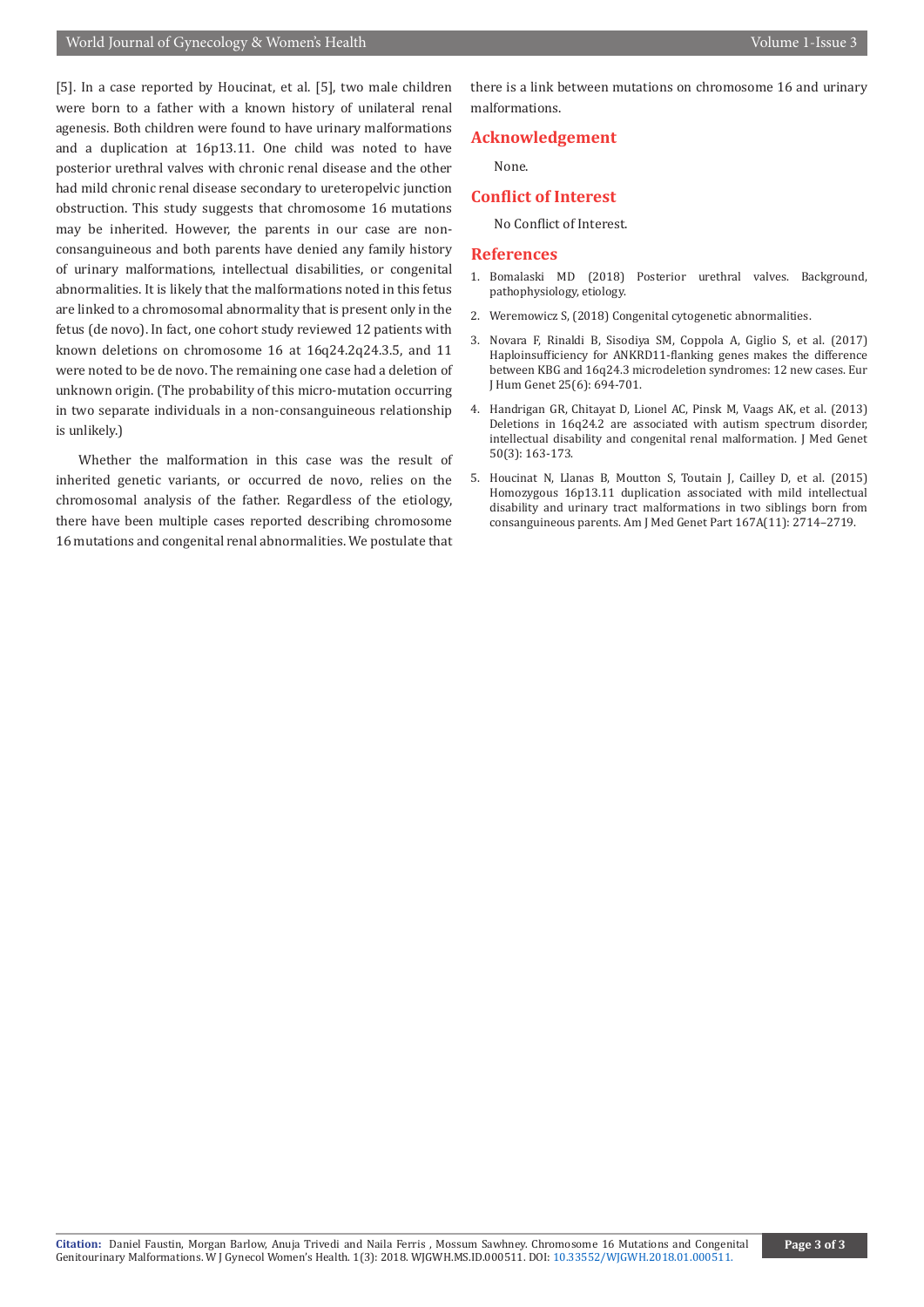[5]. In a case reported by Houcinat, et al. [5], two male children were born to a father with a known history of unilateral renal agenesis. Both children were found to have urinary malformations and a duplication at 16p13.11. One child was noted to have posterior urethral valves with chronic renal disease and the other had mild chronic renal disease secondary to ureteropelvic junction obstruction. This study suggests that chromosome 16 mutations may be inherited. However, the parents in our case are non-consanguineous and both parents have denied any family history of urinary malformations, intellectual disabilities, or congenital abnormalities. It is likely that the malformations noted in this fetus are linked to a chromosomal abnormality that is present only in the fetus (de novo). In fact, one cohort study reviewed 12 patients with known deletions on chromosome 16 at 16q24.2q24.3.5, and 11 were noted to be de novo. The remaining one case had a deletion of unknown origin. (The probability of this micro-mutation occurring in two separate individuals in a non-consanguineous relationship is unlikely.)

Whether the malformation in this case was the result of inherited genetic variants, or occurred de novo, relies on the chromosomal analysis of the father. Regardless of the etiology, there have been multiple cases reported describing chromosome 16 mutations and congenital renal abnormalities. We postulate that there is a link between mutations on chromosome 16 and urinary malformations.

## Acknowledgement

None.

## Conflict of Interest

No Conflict of Interest.

## References

1. Bomalaski MD (2018) Posterior urethral valves. Background, pathophysiology, etiology.
2. Weremowicz S, (2018) Congenital cytogenetic abnormalities.
3. Novara F, Rinaldi B, Sisodiya SM, Coppola A, Giglio S, et al. (2017) Haploinsufficiency for ANKRD11-flanking genes makes the difference between KBG and 16q24.3 microdeletion syndromes: 12 new cases. Eur J Hum Genet 25(6): 694-701.
4. Handrigan GR, Chitayat D, Lionel AC, Pinsk M, Vaags AK, et al. (2013) Deletions in 16q24.2 are associated with autism spectrum disorder, intellectual disability and congenital renal malformation. J Med Genet 50(3): 163-173.
5. Houcinat N, Llanas B, Moutton S, Toutain J, Cailley D, et al. (2015) Homozygous 16p13.11 duplication associated with mild intellectual disability and urinary tract malformations in two siblings born from consanguineous parents. Am J Med Genet Part 167A(11): 2714–2719.